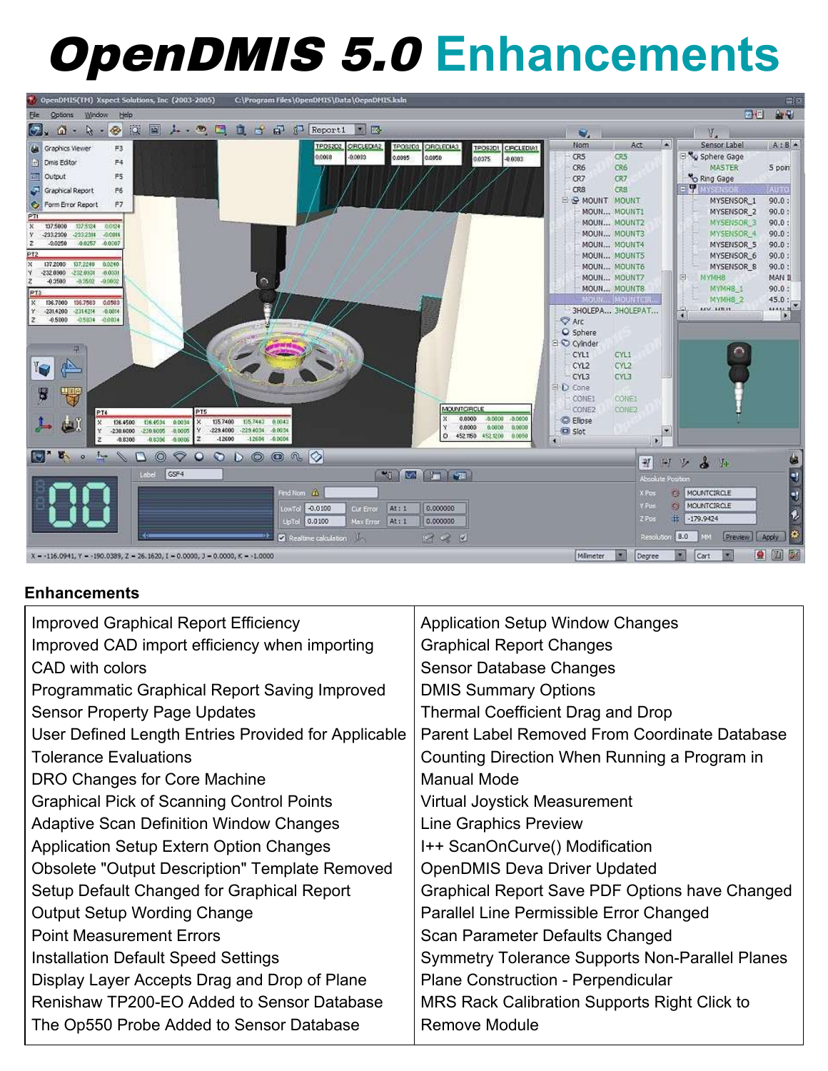# OpenDMIS 5.0 Enhancements

## Enhancements

| | |
|---|---|
| Improved Graphical Report Efficiency | Application Setup Window Changes |
| Improved CAD import efficiency when importing CAD with colors | Graphical Report Changes |
| Programmatic Graphical Report Saving Improved | Sensor Database Changes |
| Sensor Property Page Updates | DMIS Summary Options |
| User Defined Length Entries Provided for Applicable Tolerance Evaluations | Thermal Coefficient Drag and Drop |
| DRO Changes for Core Machine | Parent Label Removed From Coordinate Database |
| Graphical Pick of Scanning Control Points | Counting Direction When Running a Program in Manual Mode |
| Adaptive Scan Definition Window Changes | Virtual Joystick Measurement |
| Application Setup Extern Option Changes | Line Graphics Preview |
| Obsolete "Output Description" Template Removed | I++ ScanOnCurve() Modification |
| Setup Default Changed for Graphical Report | OpenDMIS Deva Driver Updated |
| Output Setup Wording Change | Graphical Report Save PDF Options have Changed |
| Point Measurement Errors | Parallel Line Permissible Error Changed |
| Installation Default Speed Settings | Scan Parameter Defaults Changed |
| Display Layer Accepts Drag and Drop of Plane | Symmetry Tolerance Supports Non-Parallel Planes |
| Renishaw TP200-EO Added to Sensor Database | Plane Construction - Perpendicular |
| The Op550 Probe Added to Sensor Database | MRS Rack Calibration Supports Right Click to Remove Module |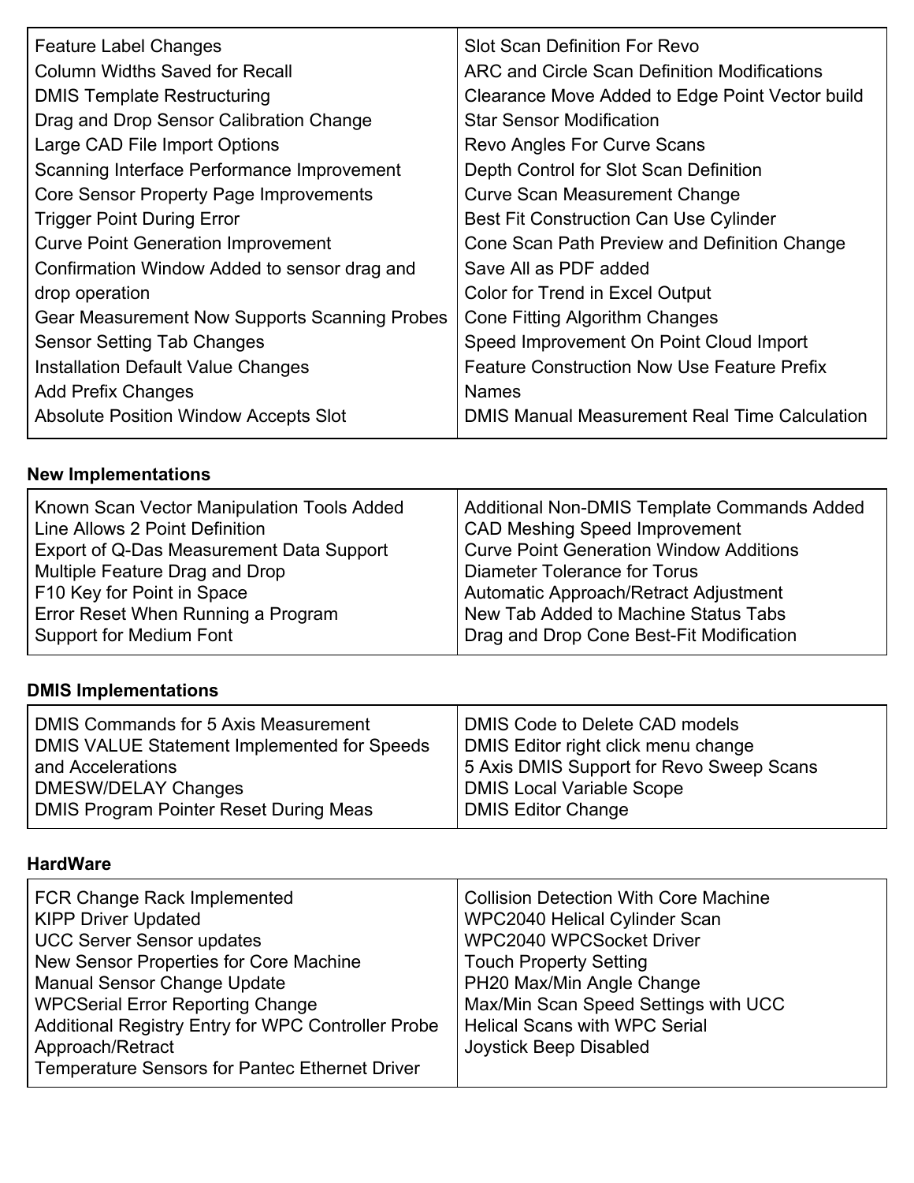| | |
|---|---|
| Feature Label Changes<br>Column Widths Saved for Recall<br>DMIS Template Restructuring<br>Drag and Drop Sensor Calibration Change<br>Large CAD File Import Options<br>Scanning Interface Performance Improvement<br>Core Sensor Property Page Improvements<br>Trigger Point During Error<br>Curve Point Generation Improvement<br>Confirmation Window Added to sensor drag and drop operation<br>Gear Measurement Now Supports Scanning Probes<br>Sensor Setting Tab Changes<br>Installation Default Value Changes<br>Add Prefix Changes<br>Absolute Position Window Accepts Slot | Slot Scan Definition For Revo<br>ARC and Circle Scan Definition Modifications<br>Clearance Move Added to Edge Point Vector build<br>Star Sensor Modification<br>Revo Angles For Curve Scans<br>Depth Control for Slot Scan Definition<br>Curve Scan Measurement Change<br>Best Fit Construction Can Use Cylinder<br>Cone Scan Path Preview and Definition Change<br>Save All as PDF added<br>Color for Trend in Excel Output<br>Cone Fitting Algorithm Changes<br>Speed Improvement On Point Cloud Import<br>Feature Construction Now Use Feature Prefix Names<br>DMIS Manual Measurement Real Time Calculation |

**New Implementations**

| | |
|---|---|
| Known Scan Vector Manipulation Tools Added<br>Line Allows 2 Point Definition<br>Export of Q-Das Measurement Data Support<br>Multiple Feature Drag and Drop<br>F10 Key for Point in Space<br>Error Reset When Running a Program<br>Support for Medium Font | Additional Non-DMIS Template Commands Added<br>CAD Meshing Speed Improvement<br>Curve Point Generation Window Additions<br>Diameter Tolerance for Torus<br>Automatic Approach/Retract Adjustment<br>New Tab Added to Machine Status Tabs<br>Drag and Drop Cone Best-Fit Modification |

**DMIS Implementations**

| | |
|---|---|
| DMIS Commands for 5 Axis Measurement<br>DMIS VALUE Statement Implemented for Speeds and Accelerations<br>DMESW/DELAY Changes<br>DMIS Program Pointer Reset During Meas | DMIS Code to Delete CAD models<br>DMIS Editor right click menu change<br>5 Axis DMIS Support for Revo Sweep Scans<br>DMIS Local Variable Scope<br>DMIS Editor Change |

**HardWare**

| | |
|---|---|
| FCR Change Rack Implemented<br>KIPP Driver Updated<br>UCC Server Sensor updates<br>New Sensor Properties for Core Machine<br>Manual Sensor Change Update<br>WPCSerial Error Reporting Change<br>Additional Registry Entry for WPC Controller Probe Approach/Retract<br>Temperature Sensors for Pantec Ethernet Driver | Collision Detection With Core Machine<br>WPC2040 Helical Cylinder Scan<br>WPC2040 WPCSocket Driver<br>Touch Property Setting<br>PH20 Max/Min Angle Change<br>Max/Min Scan Speed Settings with UCC<br>Helical Scans with WPC Serial<br>Joystick Beep Disabled |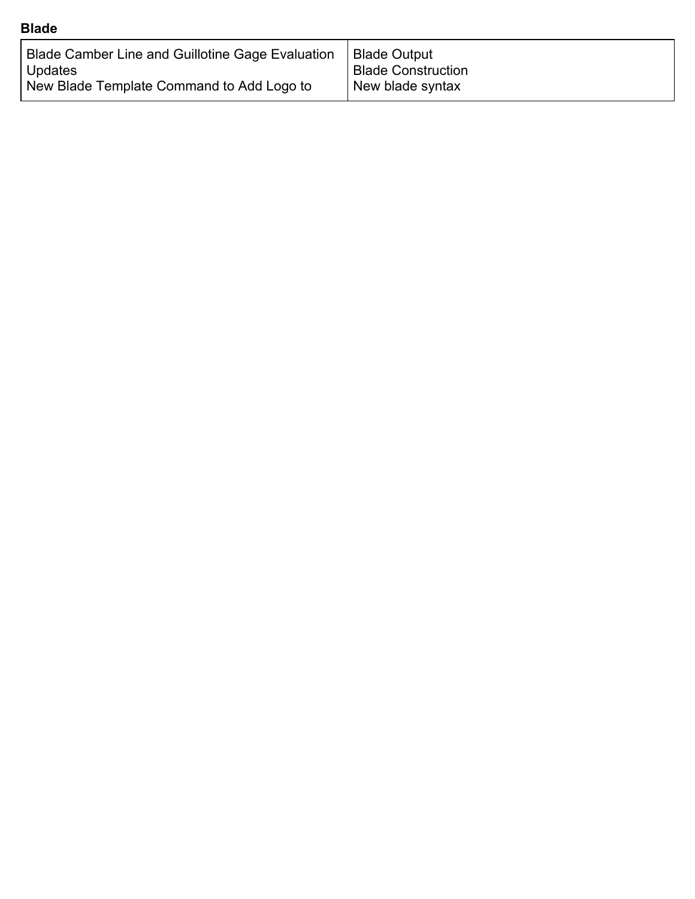**Blade**

| | |
|---|---|
| Blade Camber Line and Guillotine Gage Evaluation Updates<br>New Blade Template Command to Add Logo to | Blade Output<br>Blade Construction<br>New blade syntax |